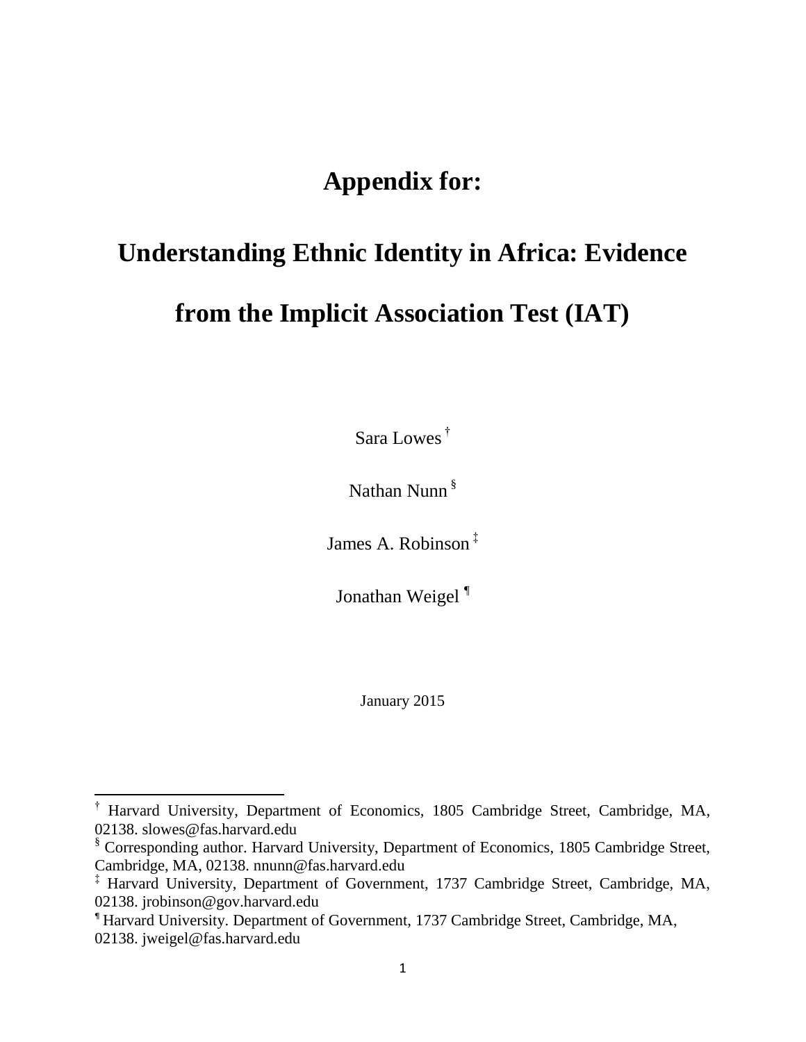# Appendix for:

# Understanding Ethnic Identity in Africa: Evidence from the Implicit Association Test (IAT)

Sara Lowes [†]

Nathan Nunn [§]

James A. Robinson [‡]

Jonathan Weigel [¶]

January 2015

---

[†] Harvard University, Department of Economics, 1805 Cambridge Street, Cambridge, MA, 02138. slowes@fas.harvard.edu

[§] Corresponding author. Harvard University, Department of Economics, 1805 Cambridge Street, Cambridge, MA, 02138. nnunn@fas.harvard.edu

[‡] Harvard University, Department of Government, 1737 Cambridge Street, Cambridge, MA, 02138. jrobinson@gov.harvard.edu

[¶] Harvard University. Department of Government, 1737 Cambridge Street, Cambridge, MA, 02138. jweigel@fas.harvard.edu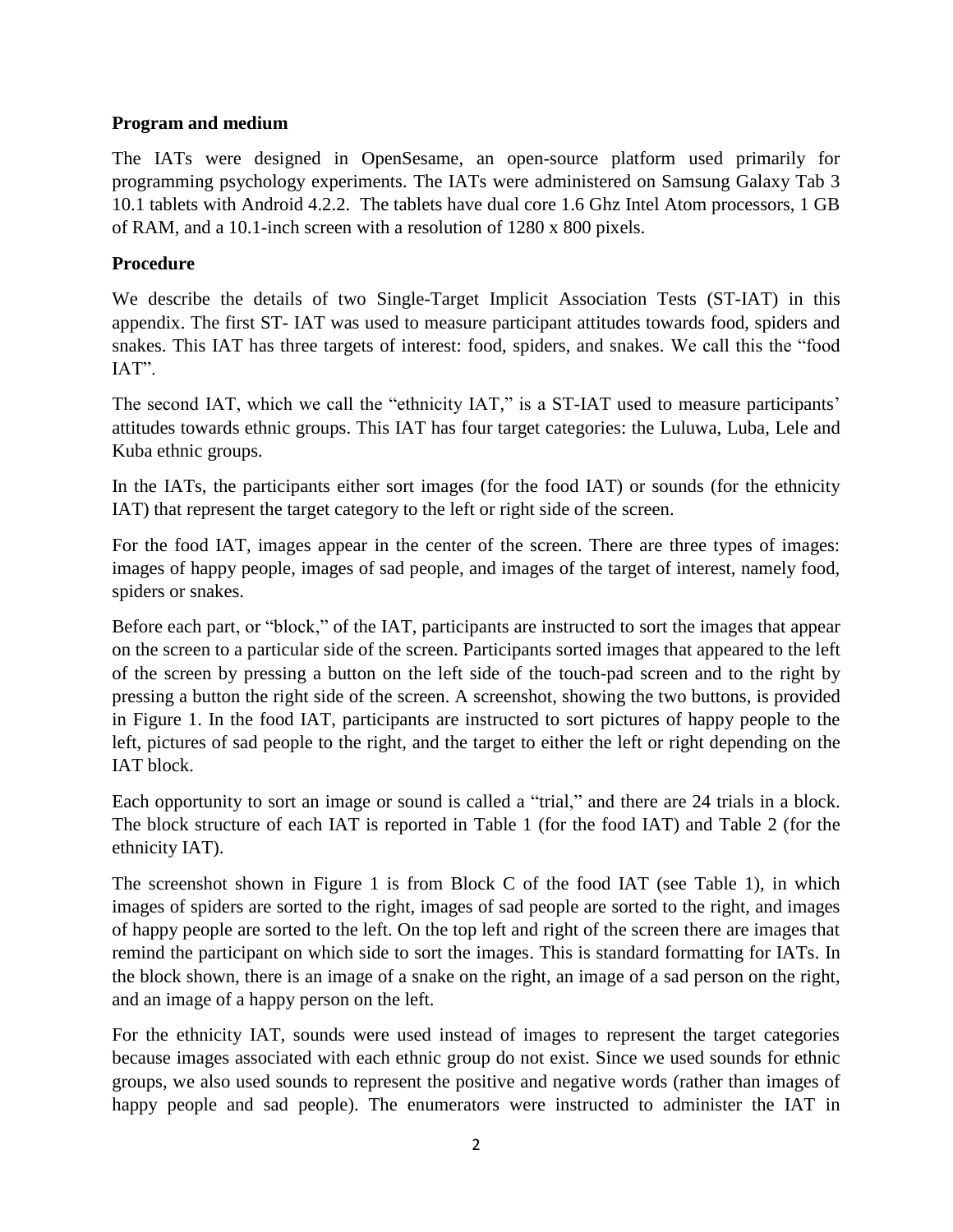**Program and medium**

The IATs were designed in OpenSesame, an open-source platform used primarily for programming psychology experiments. The IATs were administered on Samsung Galaxy Tab 3 10.1 tablets with Android 4.2.2. The tablets have dual core 1.6 Ghz Intel Atom processors, 1 GB of RAM, and a 10.1-inch screen with a resolution of 1280 x 800 pixels.

**Procedure**

We describe the details of two Single-Target Implicit Association Tests (ST-IAT) in this appendix. The first ST- IAT was used to measure participant attitudes towards food, spiders and snakes. This IAT has three targets of interest: food, spiders, and snakes. We call this the "food IAT".

The second IAT, which we call the "ethnicity IAT," is a ST-IAT used to measure participants' attitudes towards ethnic groups. This IAT has four target categories: the Luluwa, Luba, Lele and Kuba ethnic groups.

In the IATs, the participants either sort images (for the food IAT) or sounds (for the ethnicity IAT) that represent the target category to the left or right side of the screen.

For the food IAT, images appear in the center of the screen. There are three types of images: images of happy people, images of sad people, and images of the target of interest, namely food, spiders or snakes.

Before each part, or "block," of the IAT, participants are instructed to sort the images that appear on the screen to a particular side of the screen. Participants sorted images that appeared to the left of the screen by pressing a button on the left side of the touch-pad screen and to the right by pressing a button the right side of the screen. A screenshot, showing the two buttons, is provided in Figure 1. In the food IAT, participants are instructed to sort pictures of happy people to the left, pictures of sad people to the right, and the target to either the left or right depending on the IAT block.

Each opportunity to sort an image or sound is called a "trial," and there are 24 trials in a block. The block structure of each IAT is reported in Table 1 (for the food IAT) and Table 2 (for the ethnicity IAT).

The screenshot shown in Figure 1 is from Block C of the food IAT (see Table 1), in which images of spiders are sorted to the right, images of sad people are sorted to the right, and images of happy people are sorted to the left. On the top left and right of the screen there are images that remind the participant on which side to sort the images. This is standard formatting for IATs. In the block shown, there is an image of a snake on the right, an image of a sad person on the right, and an image of a happy person on the left.

For the ethnicity IAT, sounds were used instead of images to represent the target categories because images associated with each ethnic group do not exist. Since we used sounds for ethnic groups, we also used sounds to represent the positive and negative words (rather than images of happy people and sad people). The enumerators were instructed to administer the IAT in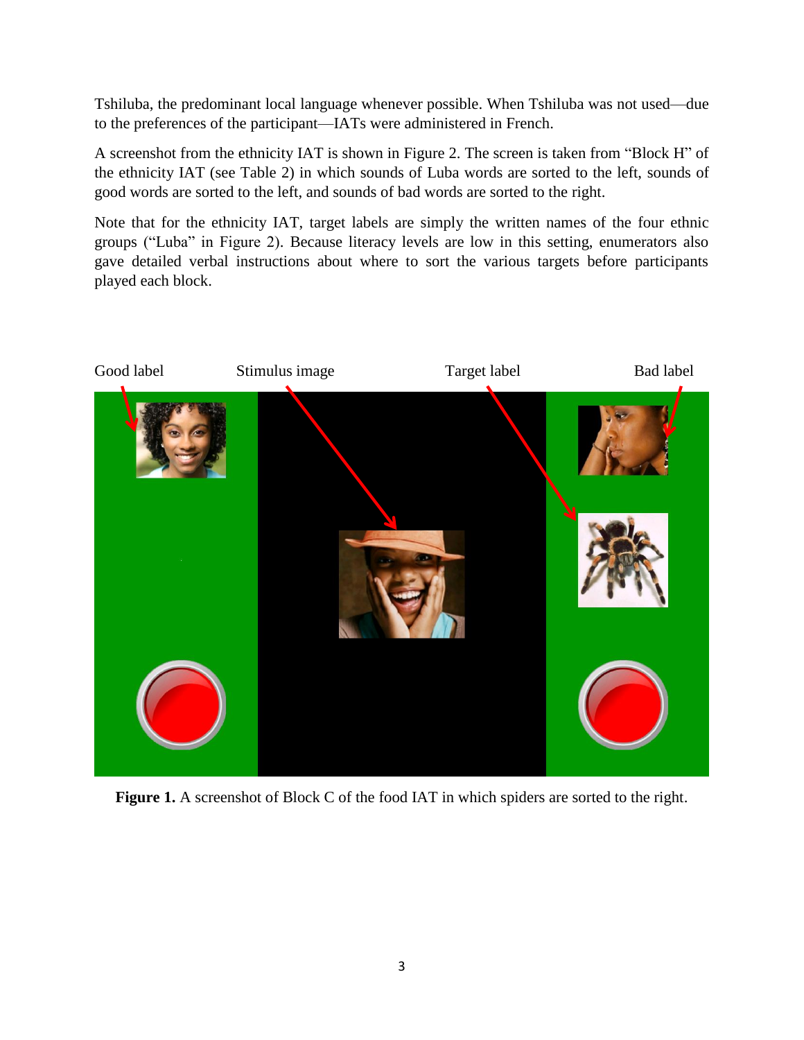Tshiluba, the predominant local language whenever possible. When Tshiluba was not used—due to the preferences of the participant—IATs were administered in French.

A screenshot from the ethnicity IAT is shown in Figure 2. The screen is taken from "Block H" of the ethnicity IAT (see Table 2) in which sounds of Luba words are sorted to the left, sounds of good words are sorted to the left, and sounds of bad words are sorted to the right.

Note that for the ethnicity IAT, target labels are simply the written names of the four ethnic groups ("Luba" in Figure 2). Because literacy levels are low in this setting, enumerators also gave detailed verbal instructions about where to sort the various targets before participants played each block.

Good label Stimulus image Target label Bad label

**Figure 1.** A screenshot of Block C of the food IAT in which spiders are sorted to the right.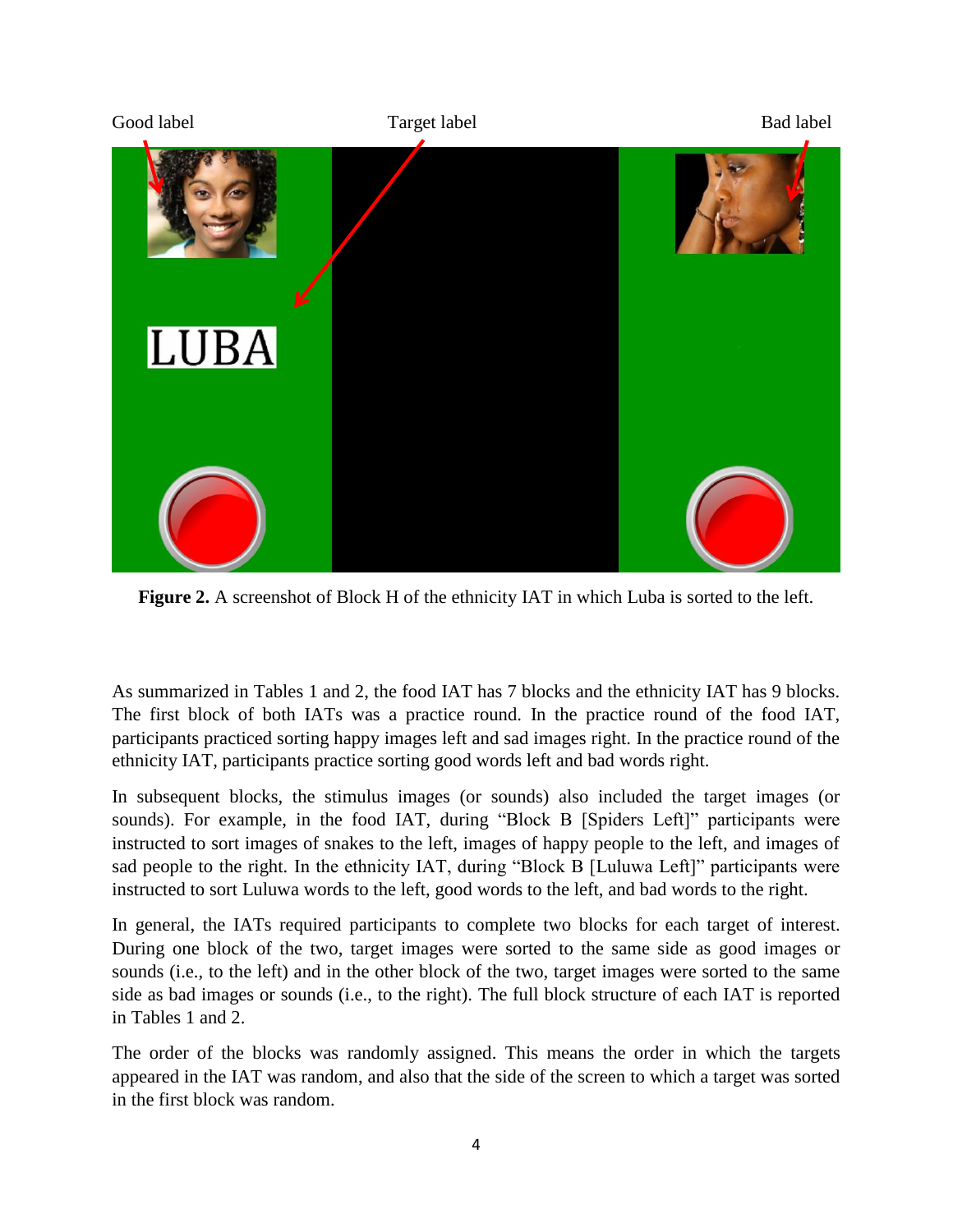Good label Target label Bad label

LUBA

**Figure 2.** A screenshot of Block H of the ethnicity IAT in which Luba is sorted to the left.

As summarized in Tables 1 and 2, the food IAT has 7 blocks and the ethnicity IAT has 9 blocks. The first block of both IATs was a practice round. In the practice round of the food IAT, participants practiced sorting happy images left and sad images right. In the practice round of the ethnicity IAT, participants practice sorting good words left and bad words right.

In subsequent blocks, the stimulus images (or sounds) also included the target images (or sounds). For example, in the food IAT, during "Block B [Spiders Left]" participants were instructed to sort images of snakes to the left, images of happy people to the left, and images of sad people to the right. In the ethnicity IAT, during "Block B [Luluwa Left]" participants were instructed to sort Luluwa words to the left, good words to the left, and bad words to the right.

In general, the IATs required participants to complete two blocks for each target of interest. During one block of the two, target images were sorted to the same side as good images or sounds (i.e., to the left) and in the other block of the two, target images were sorted to the same side as bad images or sounds (i.e., to the right). The full block structure of each IAT is reported in Tables 1 and 2.

The order of the blocks was randomly assigned. This means the order in which the targets appeared in the IAT was random, and also that the side of the screen to which a target was sorted in the first block was random.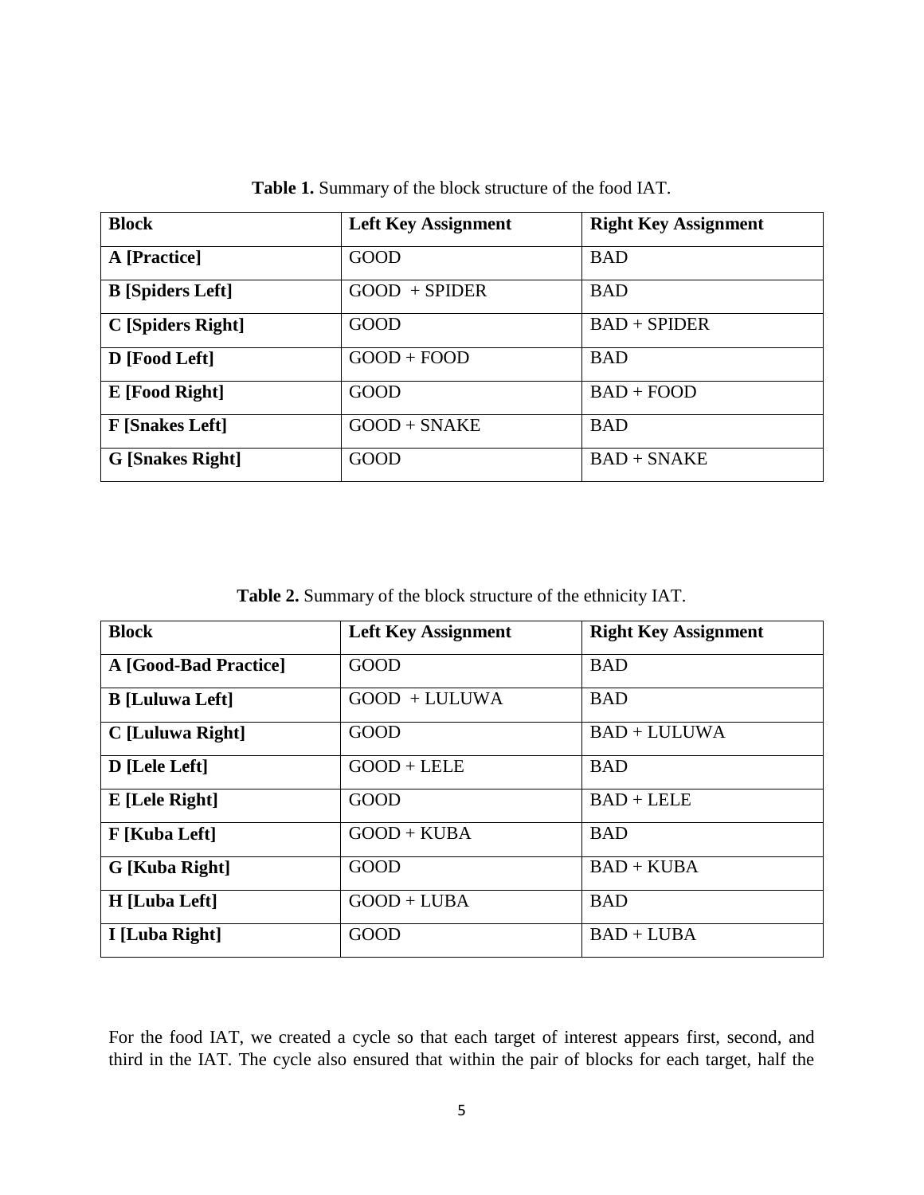**Table 1.** Summary of the block structure of the food IAT.

| **Block** | **Left Key Assignment** | **Right Key Assignment** |
|---|---|---|
| **A [Practice]** | GOOD | BAD |
| **B [Spiders Left]** | GOOD + SPIDER | BAD |
| **C [Spiders Right]** | GOOD | BAD + SPIDER |
| **D [Food Left]** | GOOD + FOOD | BAD |
| **E [Food Right]** | GOOD | BAD + FOOD |
| **F [Snakes Left]** | GOOD + SNAKE | BAD |
| **G [Snakes Right]** | GOOD | BAD + SNAKE |

**Table 2.** Summary of the block structure of the ethnicity IAT.

| **Block** | **Left Key Assignment** | **Right Key Assignment** |
|---|---|---|
| **A [Good-Bad Practice]** | GOOD | BAD |
| **B [Luluwa Left]** | GOOD + LULUWA | BAD |
| **C [Luluwa Right]** | GOOD | BAD + LULUWA |
| **D [Lele Left]** | GOOD + LELE | BAD |
| **E [Lele Right]** | GOOD | BAD + LELE |
| **F [Kuba Left]** | GOOD + KUBA | BAD |
| **G [Kuba Right]** | GOOD | BAD + KUBA |
| **H [Luba Left]** | GOOD + LUBA | BAD |
| **I [Luba Right]** | GOOD | BAD + LUBA |

For the food IAT, we created a cycle so that each target of interest appears first, second, and third in the IAT. The cycle also ensured that within the pair of blocks for each target, half the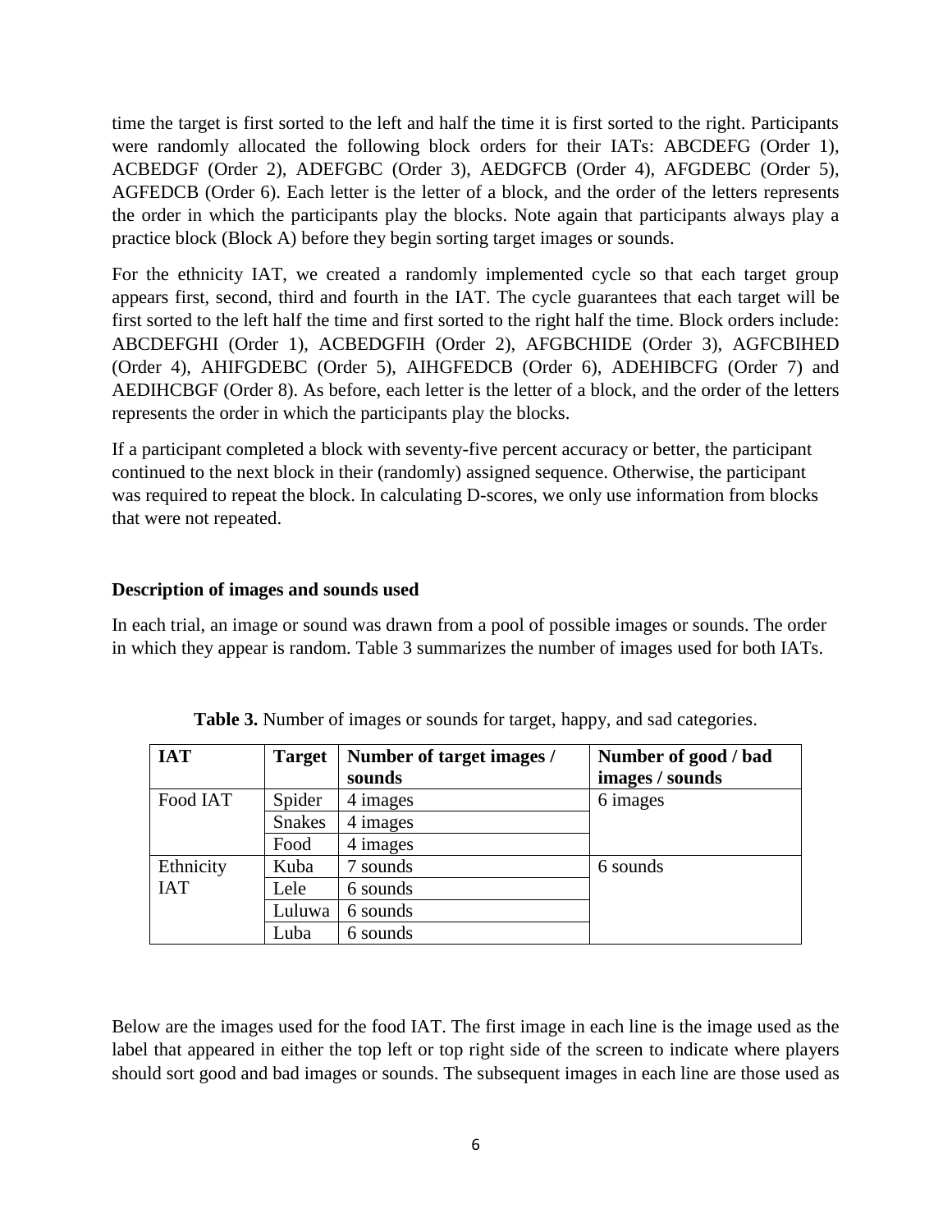time the target is first sorted to the left and half the time it is first sorted to the right. Participants were randomly allocated the following block orders for their IATs: ABCDEFG (Order 1), ACBEDGF (Order 2), ADEFGBC (Order 3), AEDGFCB (Order 4), AFGDEBC (Order 5), AGFEDCB (Order 6). Each letter is the letter of a block, and the order of the letters represents the order in which the participants play the blocks. Note again that participants always play a practice block (Block A) before they begin sorting target images or sounds.

For the ethnicity IAT, we created a randomly implemented cycle so that each target group appears first, second, third and fourth in the IAT. The cycle guarantees that each target will be first sorted to the left half the time and first sorted to the right half the time. Block orders include: ABCDEFGHI (Order 1), ACBEDGFIH (Order 2), AFGBCHIDE (Order 3), AGFCBIHED (Order 4), AHIFGDEBC (Order 5), AIHGFEDCB (Order 6), ADEHIBCFG (Order 7) and AEDIHCBGF (Order 8). As before, each letter is the letter of a block, and the order of the letters represents the order in which the participants play the blocks.

If a participant completed a block with seventy-five percent accuracy or better, the participant continued to the next block in their (randomly) assigned sequence. Otherwise, the participant was required to repeat the block. In calculating D-scores, we only use information from blocks that were not repeated.

**Description of images and sounds used**

In each trial, an image or sound was drawn from a pool of possible images or sounds. The order in which they appear is random. Table 3 summarizes the number of images used for both IATs.

**Table 3.** Number of images or sounds for target, happy, and sad categories.

| IAT | Target | Number of target images / sounds | Number of good / bad images / sounds |
|---|---|---|---|
| Food IAT | Spider | 4 images | 6 images |
| | Snakes | 4 images | |
| | Food | 4 images | |
| Ethnicity IAT | Kuba | 7 sounds | 6 sounds |
| | Lele | 6 sounds | |
| | Luluwa | 6 sounds | |
| | Luba | 6 sounds | |

Below are the images used for the food IAT. The first image in each line is the image used as the label that appeared in either the top left or top right side of the screen to indicate where players should sort good and bad images or sounds. The subsequent images in each line are those used as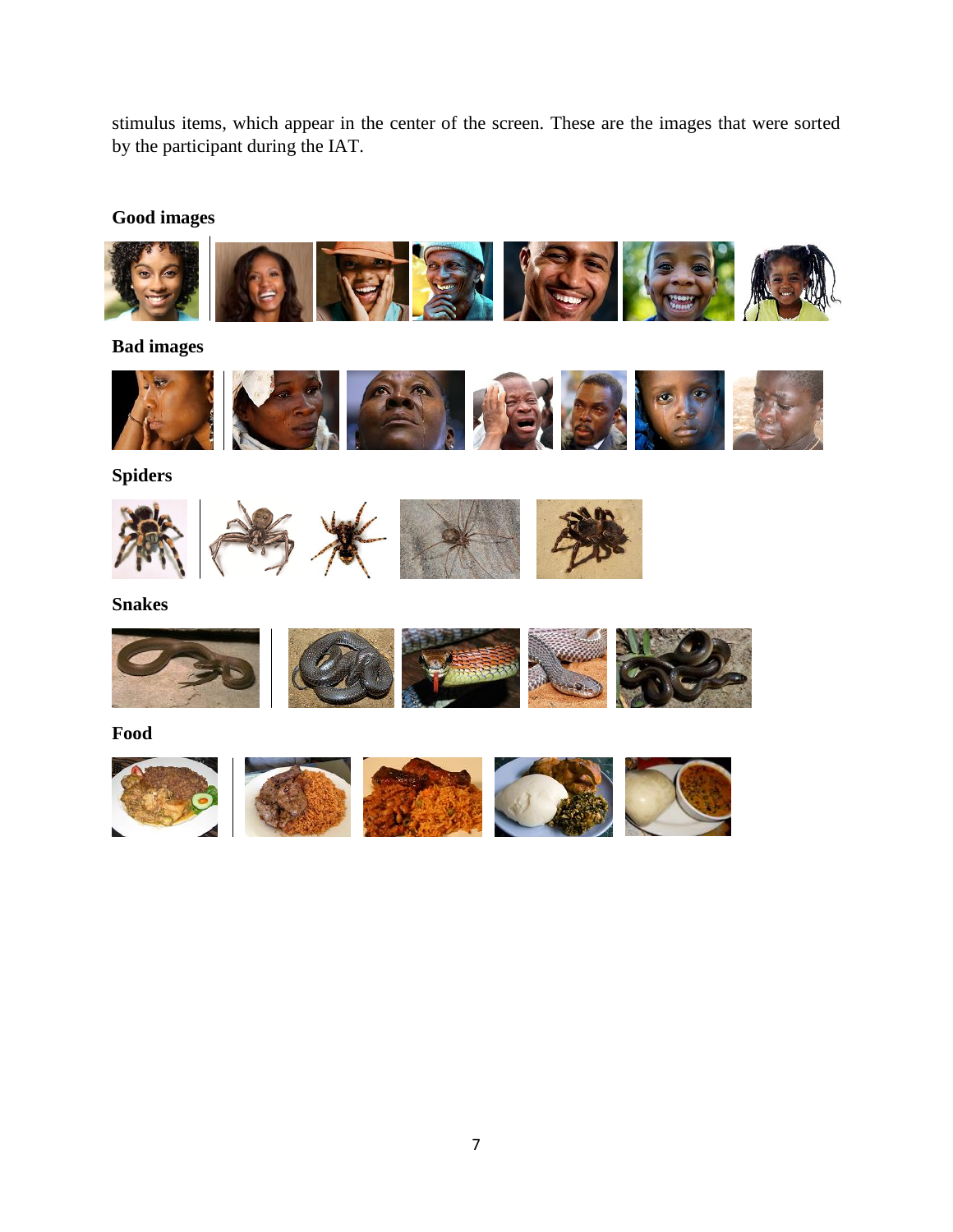stimulus items, which appear in the center of the screen. These are the images that were sorted by the participant during the IAT.

**Good images**

**Bad images**

**Spiders**

**Snakes**

**Food**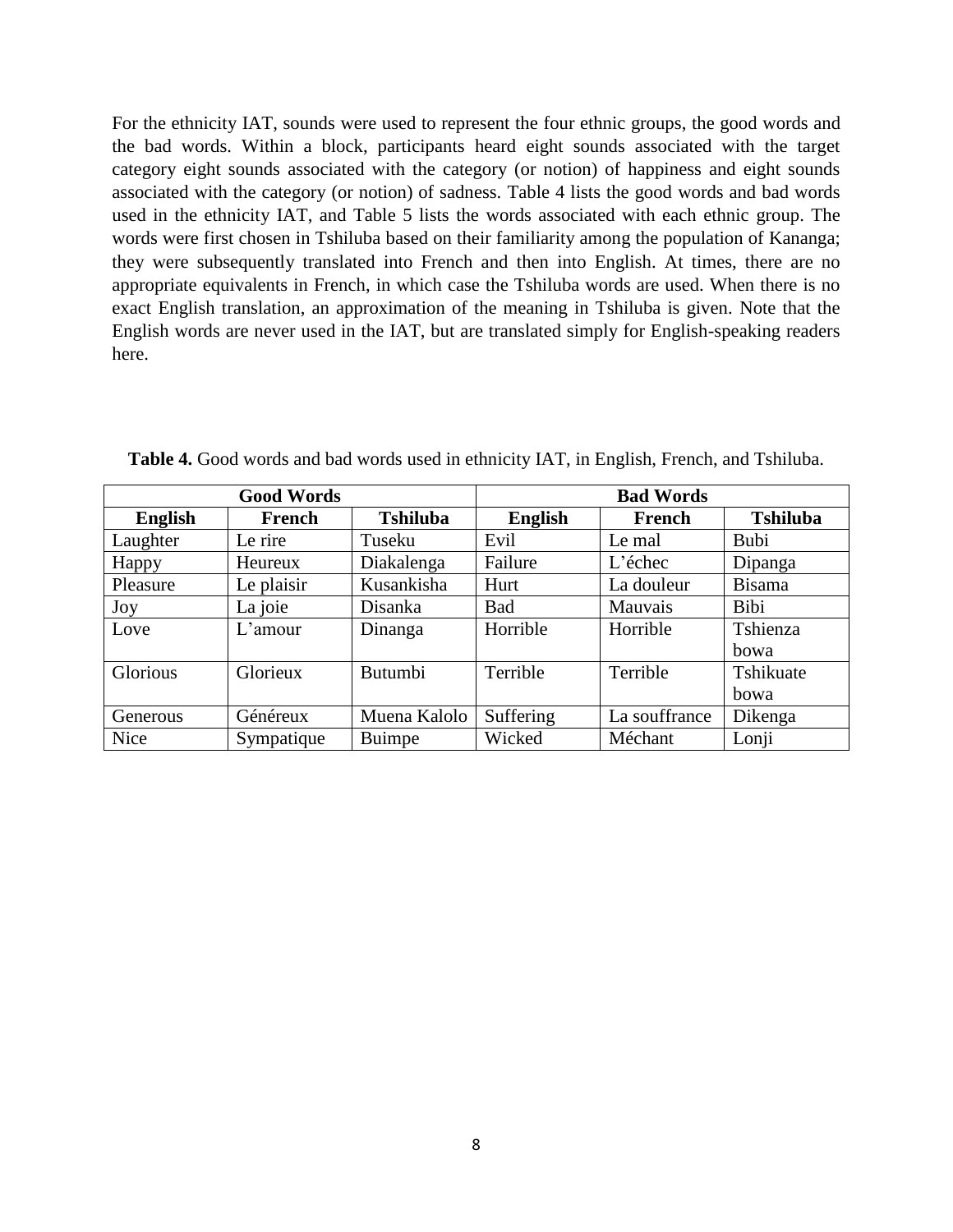For the ethnicity IAT, sounds were used to represent the four ethnic groups, the good words and the bad words. Within a block, participants heard eight sounds associated with the target category eight sounds associated with the category (or notion) of happiness and eight sounds associated with the category (or notion) of sadness. Table 4 lists the good words and bad words used in the ethnicity IAT, and Table 5 lists the words associated with each ethnic group. The words were first chosen in Tshiluba based on their familiarity among the population of Kananga; they were subsequently translated into French and then into English. At times, there are no appropriate equivalents in French, in which case the Tshiluba words are used. When there is no exact English translation, an approximation of the meaning in Tshiluba is given. Note that the English words are never used in the IAT, but are translated simply for English-speaking readers here.

**Table 4.** Good words and bad words used in ethnicity IAT, in English, French, and Tshiluba.

| Good Words | | | Bad Words | | |
|---|---|---|---|---|---|
| **English** | **French** | **Tshiluba** | **English** | **French** | **Tshiluba** |
| Laughter | Le rire | Tuseku | Evil | Le mal | Bubi |
| Happy | Heureux | Diakalenga | Failure | L'échec | Dipanga |
| Pleasure | Le plaisir | Kusankisha | Hurt | La douleur | Bisama |
| Joy | La joie | Disanka | Bad | Mauvais | Bibi |
| Love | L'amour | Dinanga | Horrible | Horrible | Tshienza bowa |
| Glorious | Glorieux | Butumbi | Terrible | Terrible | Tshikuate bowa |
| Generous | Généreux | Muena Kalolo | Suffering | La souffrance | Dikenga |
| Nice | Sympatique | Buimpe | Wicked | Méchant | Lonji |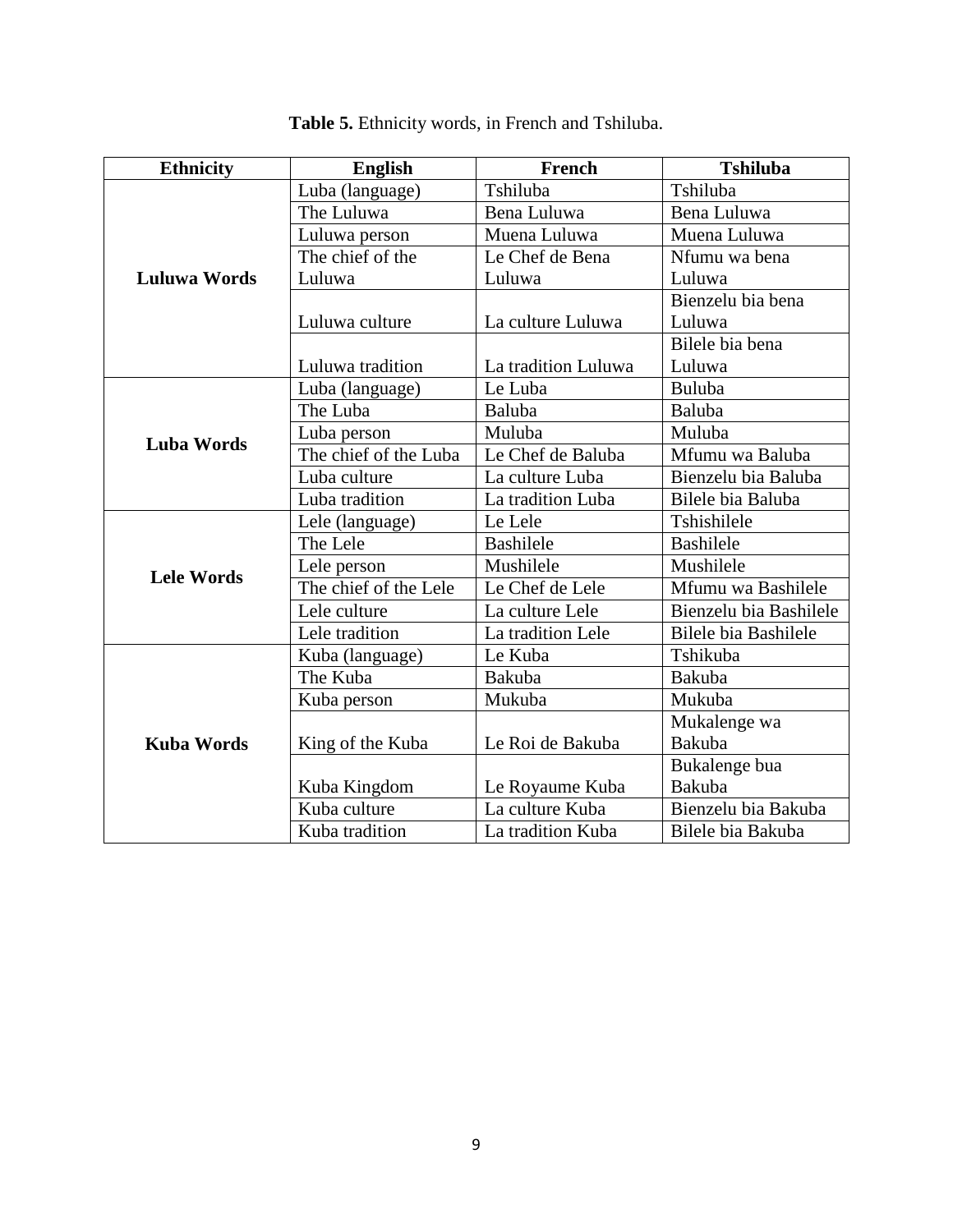**Table 5.** Ethnicity words, in French and Tshiluba.

| Ethnicity | English | French | Tshiluba |
|---|---|---|---|
| **Luluwa Words** | Luba (language) | Tshiluba | Tshiluba |
| | The Luluwa | Bena Luluwa | Bena Luluwa |
| | Luluwa person | Muena Luluwa | Muena Luluwa |
| | The chief of the Luluwa | Le Chef de Bena Luluwa | Nfumu wa bena Luluwa |
| | Luluwa culture | La culture Luluwa | Bienzelu bia bena Luluwa |
| | Luluwa tradition | La tradition Luluwa | Bilele bia bena Luluwa |
| **Luba Words** | Luba (language) | Le Luba | Buluba |
| | The Luba | Baluba | Baluba |
| | Luba person | Muluba | Muluba |
| | The chief of the Luba | Le Chef de Baluba | Mfumu wa Baluba |
| | Luba culture | La culture Luba | Bienzelu bia Baluba |
| | Luba tradition | La tradition Luba | Bilele bia Baluba |
| **Lele Words** | Lele (language) | Le Lele | Tshishilele |
| | The Lele | Bashilele | Bashilele |
| | Lele person | Mushilele | Mushilele |
| | The chief of the Lele | Le Chef de Lele | Mfumu wa Bashilele |
| | Lele culture | La culture Lele | Bienzelu bia Bashilele |
| | Lele tradition | La tradition Lele | Bilele bia Bashilele |
| **Kuba Words** | Kuba (language) | Le Kuba | Tshikuba |
| | The Kuba | Bakuba | Bakuba |
| | Kuba person | Mukuba | Mukuba |
| | King of the Kuba | Le Roi de Bakuba | Mukalenge wa Bakuba |
| | Kuba Kingdom | Le Royaume Kuba | Bukalenge bua Bakuba |
| | Kuba culture | La culture Kuba | Bienzelu bia Bakuba |
| | Kuba tradition | La tradition Kuba | Bilele bia Bakuba |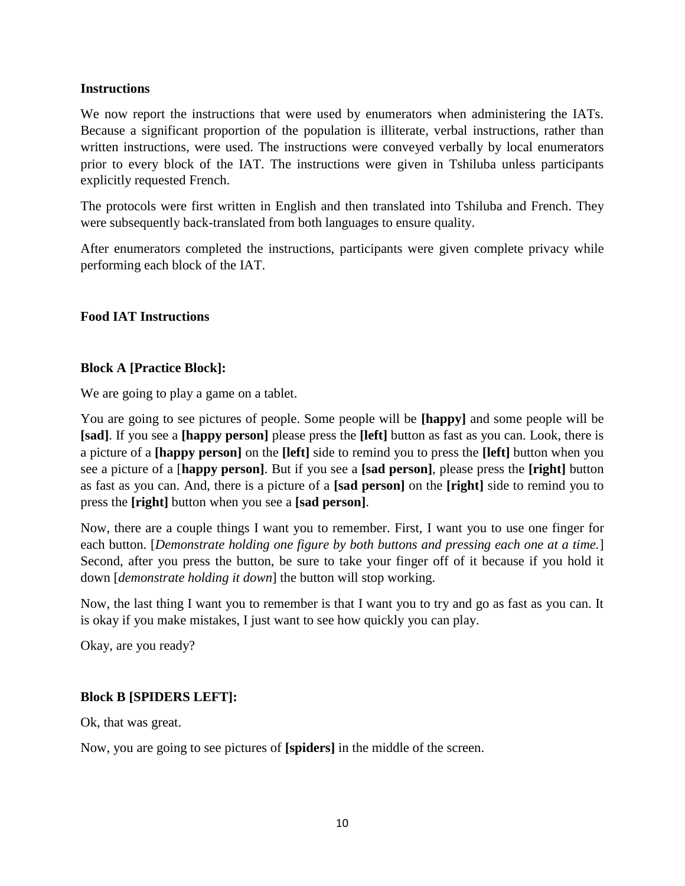**Instructions**

We now report the instructions that were used by enumerators when administering the IATs. Because a significant proportion of the population is illiterate, verbal instructions, rather than written instructions, were used. The instructions were conveyed verbally by local enumerators prior to every block of the IAT. The instructions were given in Tshiluba unless participants explicitly requested French.

The protocols were first written in English and then translated into Tshiluba and French. They were subsequently back-translated from both languages to ensure quality.

After enumerators completed the instructions, participants were given complete privacy while performing each block of the IAT.

**Food IAT Instructions**

**Block A [Practice Block]:**

We are going to play a game on a tablet.

You are going to see pictures of people. Some people will be **[happy]** and some people will be **[sad]**. If you see a **[happy person]** please press the **[left]** button as fast as you can. Look, there is a picture of a **[happy person]** on the **[left]** side to remind you to press the **[left]** button when you see a picture of a [**happy person]**. But if you see a **[sad person]**, please press the **[right]** button as fast as you can. And, there is a picture of a **[sad person]** on the **[right]** side to remind you to press the **[right]** button when you see a **[sad person]**.

Now, there are a couple things I want you to remember. First, I want you to use one finger for each button. [*Demonstrate holding one figure by both buttons and pressing each one at a time.*] Second, after you press the button, be sure to take your finger off of it because if you hold it down [*demonstrate holding it down*] the button will stop working.

Now, the last thing I want you to remember is that I want you to try and go as fast as you can. It is okay if you make mistakes, I just want to see how quickly you can play.

Okay, are you ready?

**Block B [SPIDERS LEFT]:**

Ok, that was great.

Now, you are going to see pictures of **[spiders]** in the middle of the screen.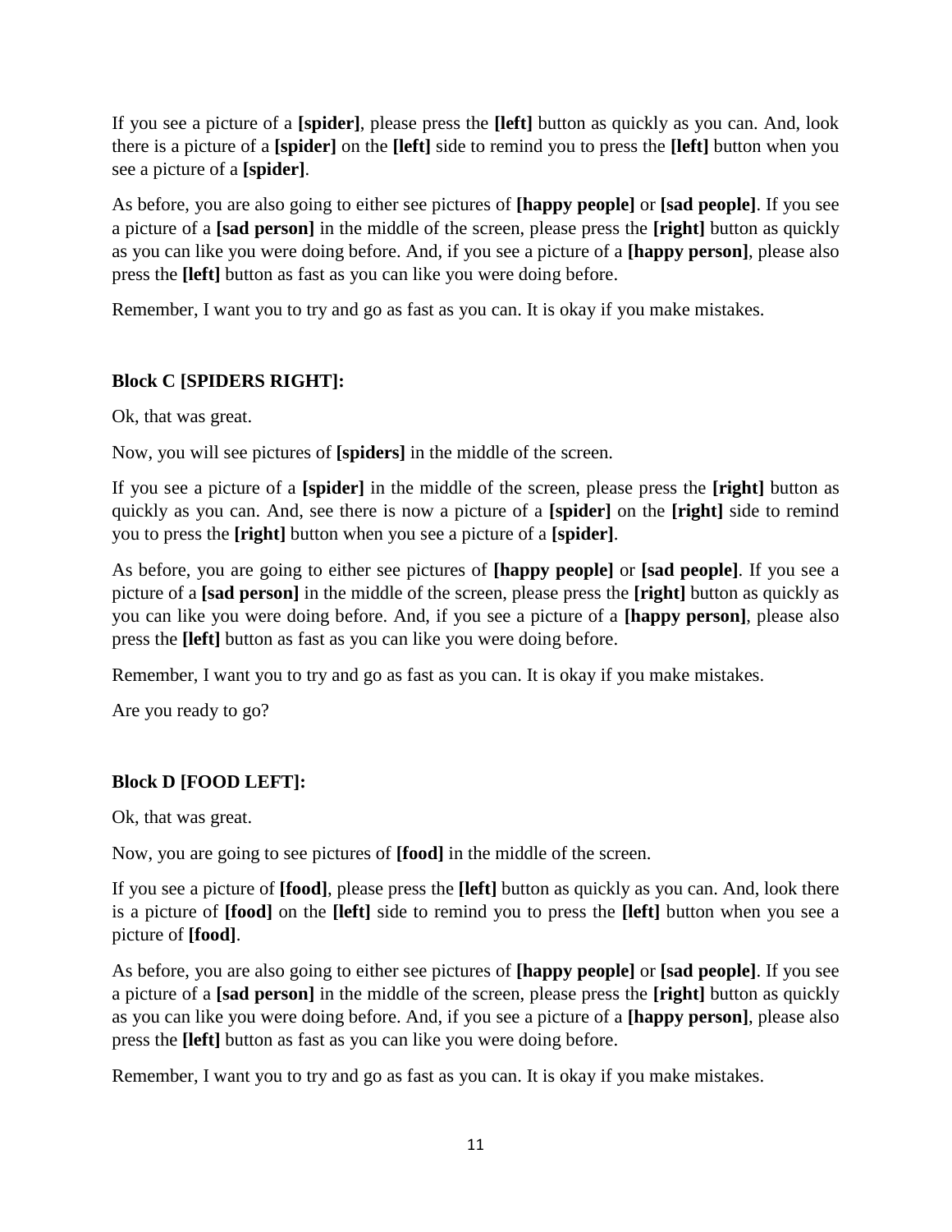If you see a picture of a **[spider]**, please press the **[left]** button as quickly as you can. And, look there is a picture of a **[spider]** on the **[left]** side to remind you to press the **[left]** button when you see a picture of a **[spider]**.

As before, you are also going to either see pictures of **[happy people]** or **[sad people]**. If you see a picture of a **[sad person]** in the middle of the screen, please press the **[right]** button as quickly as you can like you were doing before. And, if you see a picture of a **[happy person]**, please also press the **[left]** button as fast as you can like you were doing before.

Remember, I want you to try and go as fast as you can. It is okay if you make mistakes.

**Block C [SPIDERS RIGHT]:**

Ok, that was great.

Now, you will see pictures of **[spiders]** in the middle of the screen.

If you see a picture of a **[spider]** in the middle of the screen, please press the **[right]** button as quickly as you can. And, see there is now a picture of a **[spider]** on the **[right]** side to remind you to press the **[right]** button when you see a picture of a **[spider]**.

As before, you are going to either see pictures of **[happy people]** or **[sad people]**. If you see a picture of a **[sad person]** in the middle of the screen, please press the **[right]** button as quickly as you can like you were doing before. And, if you see a picture of a **[happy person]**, please also press the **[left]** button as fast as you can like you were doing before.

Remember, I want you to try and go as fast as you can. It is okay if you make mistakes.

Are you ready to go?

**Block D [FOOD LEFT]:**

Ok, that was great.

Now, you are going to see pictures of **[food]** in the middle of the screen.

If you see a picture of **[food]**, please press the **[left]** button as quickly as you can. And, look there is a picture of **[food]** on the **[left]** side to remind you to press the **[left]** button when you see a picture of **[food]**.

As before, you are also going to either see pictures of **[happy people]** or **[sad people]**. If you see a picture of a **[sad person]** in the middle of the screen, please press the **[right]** button as quickly as you can like you were doing before. And, if you see a picture of a **[happy person]**, please also press the **[left]** button as fast as you can like you were doing before.

Remember, I want you to try and go as fast as you can. It is okay if you make mistakes.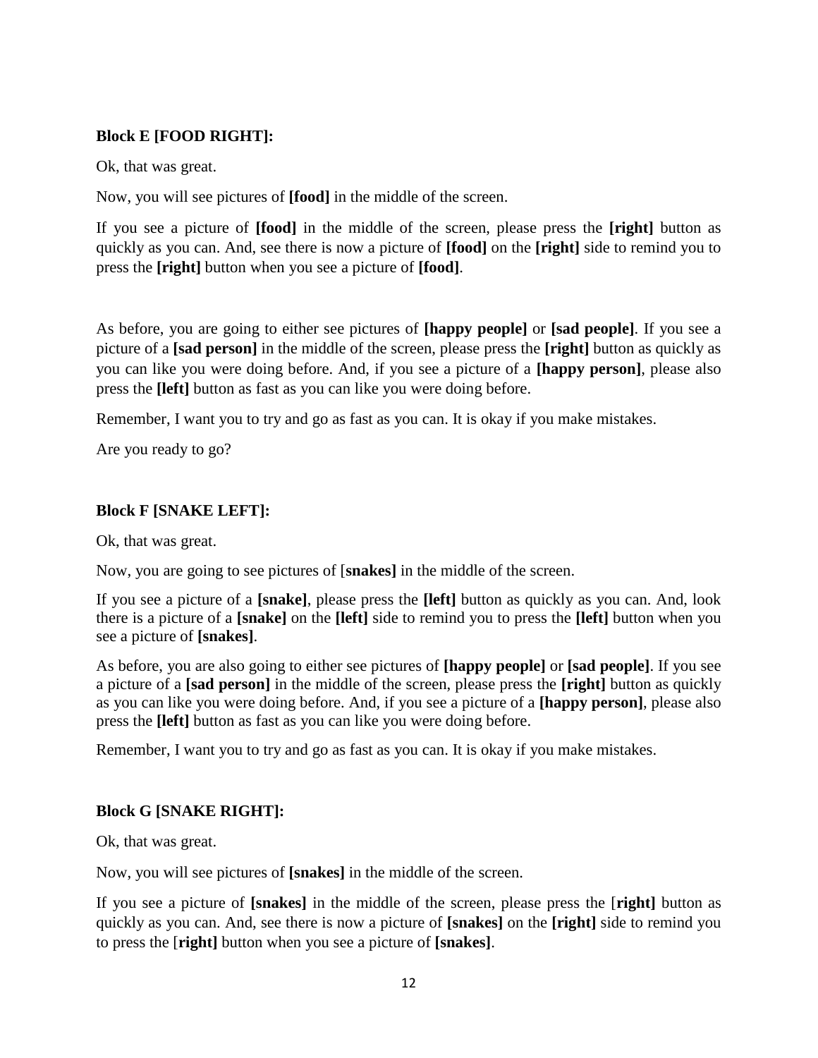**Block E [FOOD RIGHT]:**

Ok, that was great.

Now, you will see pictures of **[food]** in the middle of the screen.

If you see a picture of **[food]** in the middle of the screen, please press the **[right]** button as quickly as you can. And, see there is now a picture of **[food]** on the **[right]** side to remind you to press the **[right]** button when you see a picture of **[food]**.

As before, you are going to either see pictures of **[happy people]** or **[sad people]**. If you see a picture of a **[sad person]** in the middle of the screen, please press the **[right]** button as quickly as you can like you were doing before. And, if you see a picture of a **[happy person]**, please also press the **[left]** button as fast as you can like you were doing before.

Remember, I want you to try and go as fast as you can. It is okay if you make mistakes.

Are you ready to go?

**Block F [SNAKE LEFT]:**

Ok, that was great.

Now, you are going to see pictures of [**snakes]** in the middle of the screen.

If you see a picture of a **[snake]**, please press the **[left]** button as quickly as you can. And, look there is a picture of a **[snake]** on the **[left]** side to remind you to press the **[left]** button when you see a picture of **[snakes]**.

As before, you are also going to either see pictures of **[happy people]** or **[sad people]**. If you see a picture of a **[sad person]** in the middle of the screen, please press the **[right]** button as quickly as you can like you were doing before. And, if you see a picture of a **[happy person]**, please also press the **[left]** button as fast as you can like you were doing before.

Remember, I want you to try and go as fast as you can. It is okay if you make mistakes.

**Block G [SNAKE RIGHT]:**

Ok, that was great.

Now, you will see pictures of **[snakes]** in the middle of the screen.

If you see a picture of **[snakes]** in the middle of the screen, please press the [**right]** button as quickly as you can. And, see there is now a picture of **[snakes]** on the **[right]** side to remind you to press the [**right]** button when you see a picture of **[snakes]**.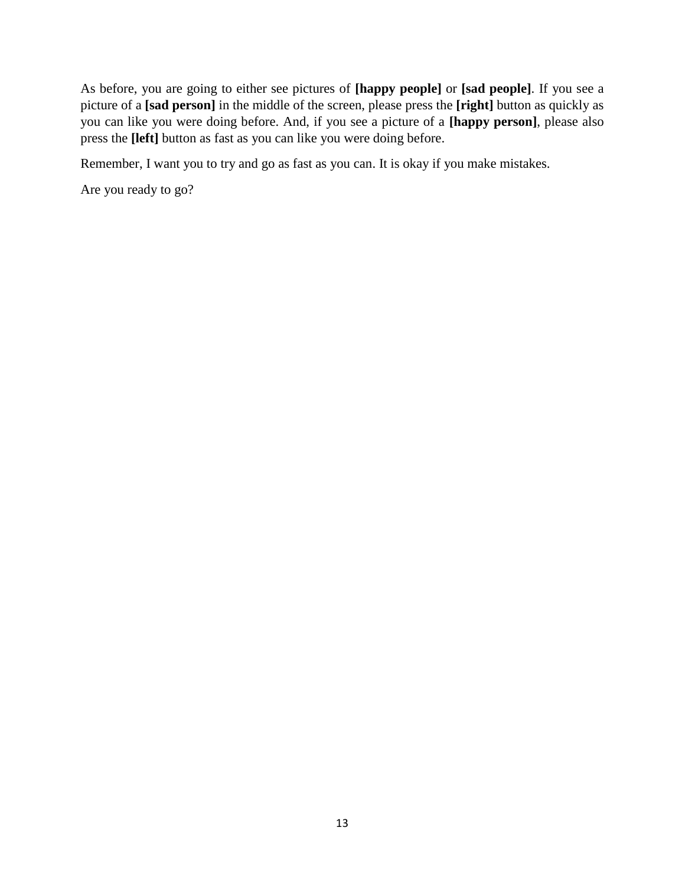As before, you are going to either see pictures of **[happy people]** or **[sad people]**. If you see a picture of a **[sad person]** in the middle of the screen, please press the **[right]** button as quickly as you can like you were doing before. And, if you see a picture of a **[happy person]**, please also press the **[left]** button as fast as you can like you were doing before.

Remember, I want you to try and go as fast as you can. It is okay if you make mistakes.

Are you ready to go?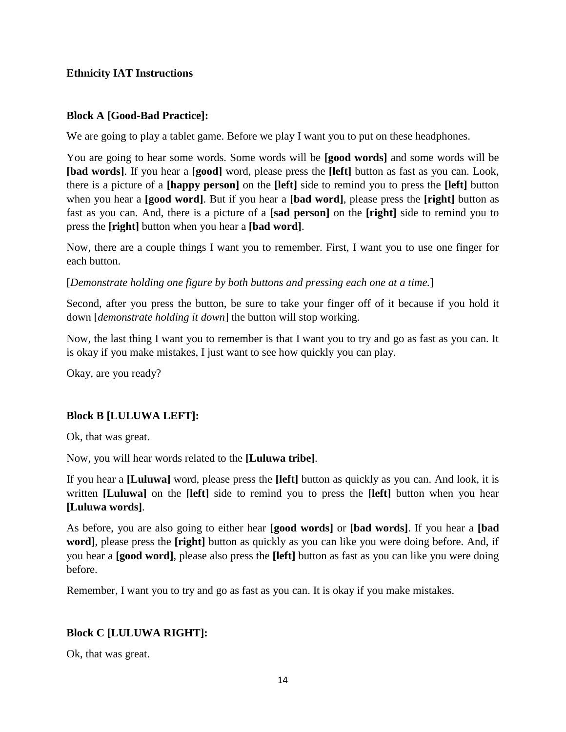**Ethnicity IAT Instructions**

**Block A [Good-Bad Practice]:**

We are going to play a tablet game. Before we play I want you to put on these headphones.

You are going to hear some words. Some words will be **[good words]** and some words will be **[bad words]**. If you hear a **[good]** word, please press the **[left]** button as fast as you can. Look, there is a picture of a **[happy person]** on the **[left]** side to remind you to press the **[left]** button when you hear a **[good word]**. But if you hear a **[bad word]**, please press the **[right]** button as fast as you can. And, there is a picture of a **[sad person]** on the **[right]** side to remind you to press the **[right]** button when you hear a **[bad word]**.

Now, there are a couple things I want you to remember. First, I want you to use one finger for each button.

[*Demonstrate holding one figure by both buttons and pressing each one at a time.*]

Second, after you press the button, be sure to take your finger off of it because if you hold it down [*demonstrate holding it down*] the button will stop working.

Now, the last thing I want you to remember is that I want you to try and go as fast as you can. It is okay if you make mistakes, I just want to see how quickly you can play.

Okay, are you ready?

**Block B [LULUWA LEFT]:**

Ok, that was great.

Now, you will hear words related to the **[Luluwa tribe]**.

If you hear a **[Luluwa]** word, please press the **[left]** button as quickly as you can. And look, it is written **[Luluwa]** on the **[left]** side to remind you to press the **[left]** button when you hear **[Luluwa words]**.

As before, you are also going to either hear **[good words]** or **[bad words]**. If you hear a **[bad word]**, please press the **[right]** button as quickly as you can like you were doing before. And, if you hear a **[good word]**, please also press the **[left]** button as fast as you can like you were doing before.

Remember, I want you to try and go as fast as you can. It is okay if you make mistakes.

**Block C [LULUWA RIGHT]:**

Ok, that was great.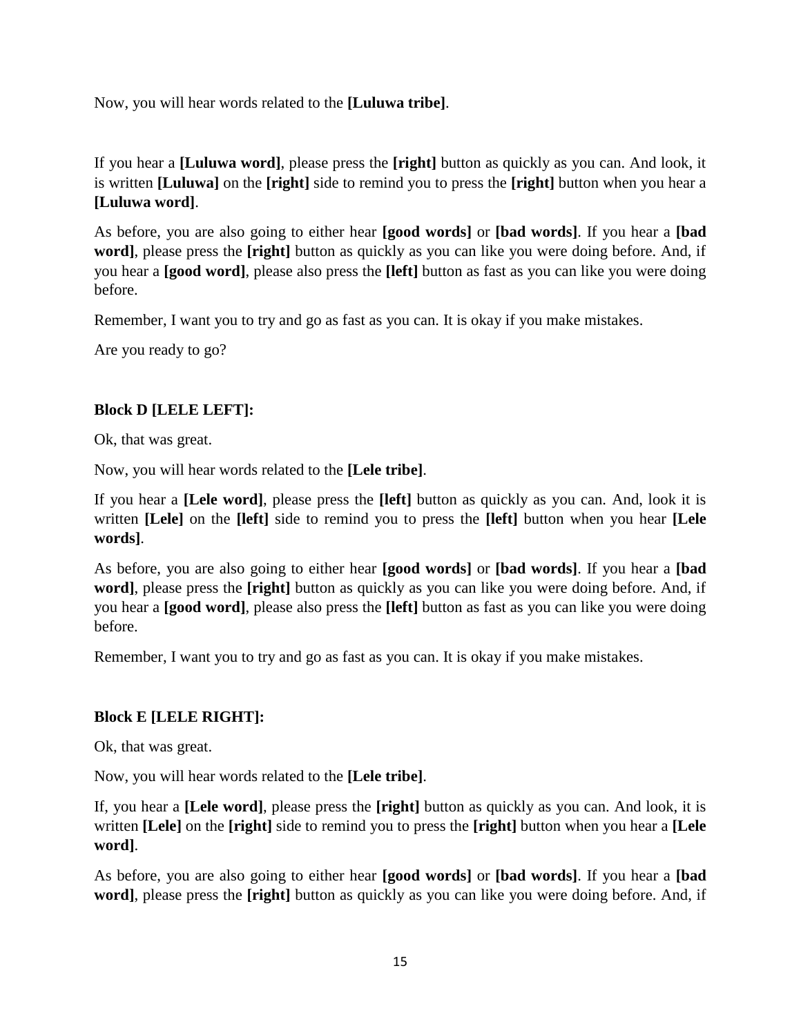Now, you will hear words related to the **[Luluwa tribe]**.

If you hear a **[Luluwa word]**, please press the **[right]** button as quickly as you can. And look, it is written **[Luluwa]** on the **[right]** side to remind you to press the **[right]** button when you hear a **[Luluwa word]**.

As before, you are also going to either hear **[good words]** or **[bad words]**. If you hear a **[bad word]**, please press the **[right]** button as quickly as you can like you were doing before. And, if you hear a **[good word]**, please also press the **[left]** button as fast as you can like you were doing before.

Remember, I want you to try and go as fast as you can. It is okay if you make mistakes.

Are you ready to go?

**Block D [LELE LEFT]:**

Ok, that was great.

Now, you will hear words related to the **[Lele tribe]**.

If you hear a **[Lele word]**, please press the **[left]** button as quickly as you can. And, look it is written **[Lele]** on the **[left]** side to remind you to press the **[left]** button when you hear **[Lele words]**.

As before, you are also going to either hear **[good words]** or **[bad words]**. If you hear a **[bad word]**, please press the **[right]** button as quickly as you can like you were doing before. And, if you hear a **[good word]**, please also press the **[left]** button as fast as you can like you were doing before.

Remember, I want you to try and go as fast as you can. It is okay if you make mistakes.

**Block E [LELE RIGHT]:**

Ok, that was great.

Now, you will hear words related to the **[Lele tribe]**.

If, you hear a **[Lele word]**, please press the **[right]** button as quickly as you can. And look, it is written **[Lele]** on the **[right]** side to remind you to press the **[right]** button when you hear a **[Lele word]**.

As before, you are also going to either hear **[good words]** or **[bad words]**. If you hear a **[bad word]**, please press the **[right]** button as quickly as you can like you were doing before. And, if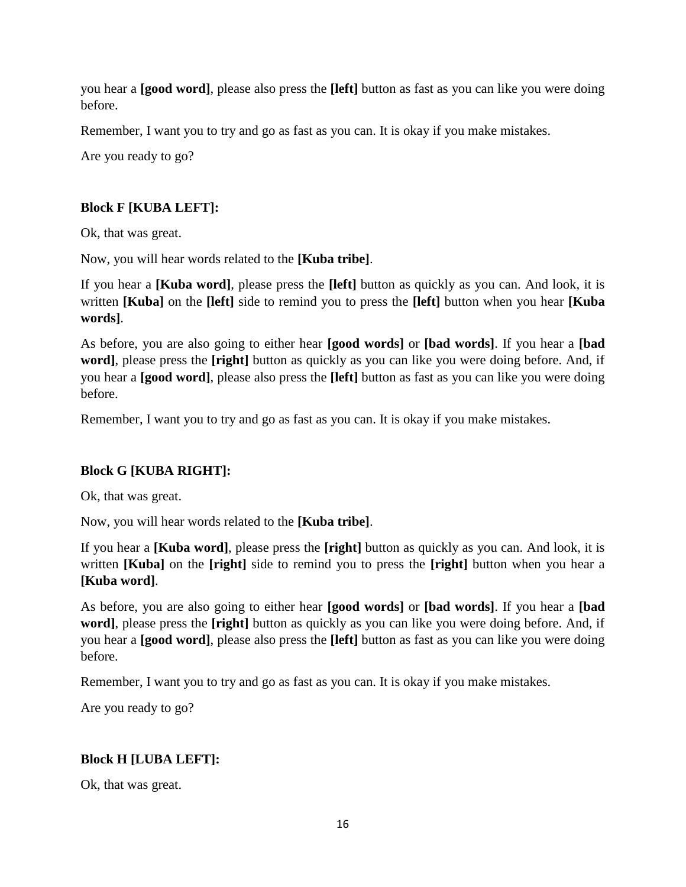you hear a **[good word]**, please also press the **[left]** button as fast as you can like you were doing before.

Remember, I want you to try and go as fast as you can. It is okay if you make mistakes.

Are you ready to go?

**Block F [KUBA LEFT]:**

Ok, that was great.

Now, you will hear words related to the **[Kuba tribe]**.

If you hear a **[Kuba word]**, please press the **[left]** button as quickly as you can. And look, it is written **[Kuba]** on the **[left]** side to remind you to press the **[left]** button when you hear **[Kuba words]**.

As before, you are also going to either hear **[good words]** or **[bad words]**. If you hear a **[bad word]**, please press the **[right]** button as quickly as you can like you were doing before. And, if you hear a **[good word]**, please also press the **[left]** button as fast as you can like you were doing before.

Remember, I want you to try and go as fast as you can. It is okay if you make mistakes.

**Block G [KUBA RIGHT]:**

Ok, that was great.

Now, you will hear words related to the **[Kuba tribe]**.

If you hear a **[Kuba word]**, please press the **[right]** button as quickly as you can. And look, it is written **[Kuba]** on the **[right]** side to remind you to press the **[right]** button when you hear a **[Kuba word]**.

As before, you are also going to either hear **[good words]** or **[bad words]**. If you hear a **[bad word]**, please press the **[right]** button as quickly as you can like you were doing before. And, if you hear a **[good word]**, please also press the **[left]** button as fast as you can like you were doing before.

Remember, I want you to try and go as fast as you can. It is okay if you make mistakes.

Are you ready to go?

**Block H [LUBA LEFT]:**

Ok, that was great.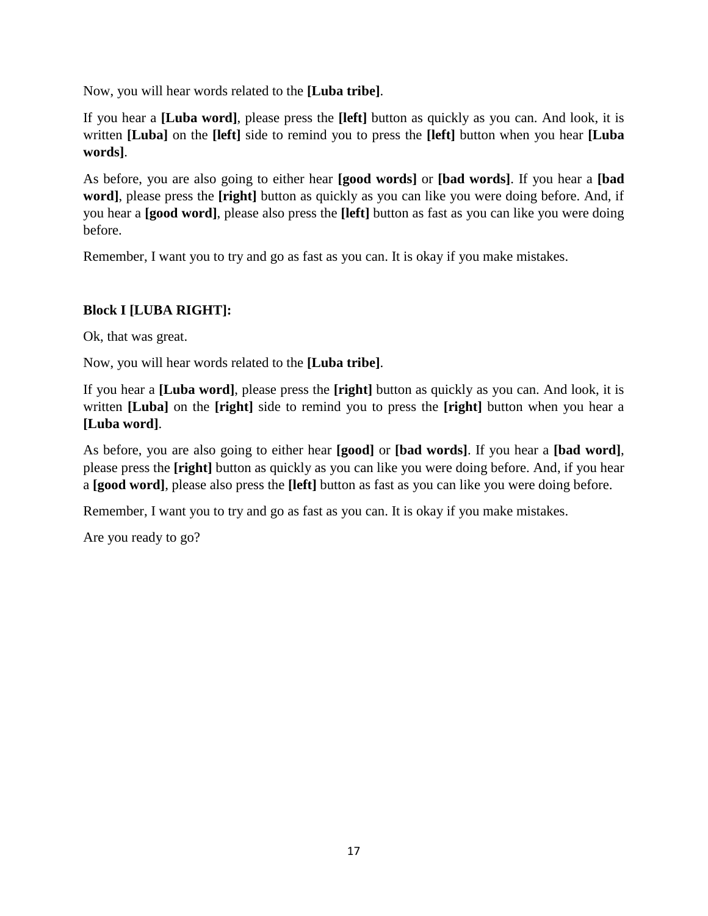Now, you will hear words related to the **[Luba tribe]**.

If you hear a **[Luba word]**, please press the **[left]** button as quickly as you can. And look, it is written **[Luba]** on the **[left]** side to remind you to press the **[left]** button when you hear **[Luba words]**.

As before, you are also going to either hear **[good words]** or **[bad words]**. If you hear a **[bad word]**, please press the **[right]** button as quickly as you can like you were doing before. And, if you hear a **[good word]**, please also press the **[left]** button as fast as you can like you were doing before.

Remember, I want you to try and go as fast as you can. It is okay if you make mistakes.

**Block I [LUBA RIGHT]:**

Ok, that was great.

Now, you will hear words related to the **[Luba tribe]**.

If you hear a **[Luba word]**, please press the **[right]** button as quickly as you can. And look, it is written **[Luba]** on the **[right]** side to remind you to press the **[right]** button when you hear a **[Luba word]**.

As before, you are also going to either hear **[good]** or **[bad words]**. If you hear a **[bad word]**, please press the **[right]** button as quickly as you can like you were doing before. And, if you hear a **[good word]**, please also press the **[left]** button as fast as you can like you were doing before.

Remember, I want you to try and go as fast as you can. It is okay if you make mistakes.

Are you ready to go?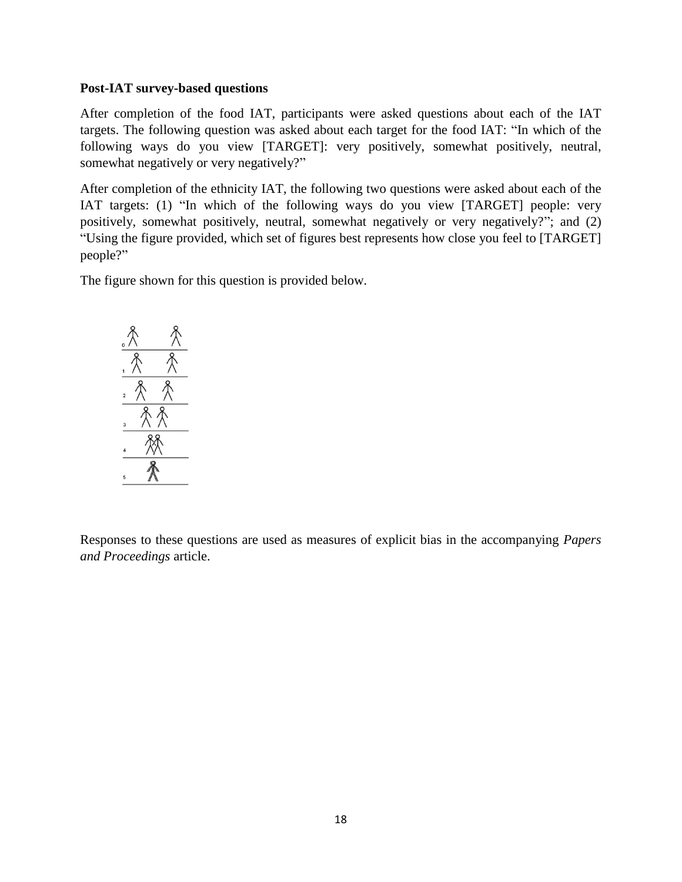**Post-IAT survey-based questions**

After completion of the food IAT, participants were asked questions about each of the IAT targets. The following question was asked about each target for the food IAT: “In which of the following ways do you view [TARGET]: very positively, somewhat positively, neutral, somewhat negatively or very negatively?”

After completion of the ethnicity IAT, the following two questions were asked about each of the IAT targets: (1) “In which of the following ways do you view [TARGET] people: very positively, somewhat positively, neutral, somewhat negatively or very negatively?”; and (2) “Using the figure provided, which set of figures best represents how close you feel to [TARGET] people?”

The figure shown for this question is provided below.

Responses to these questions are used as measures of explicit bias in the accompanying *Papers and Proceedings* article.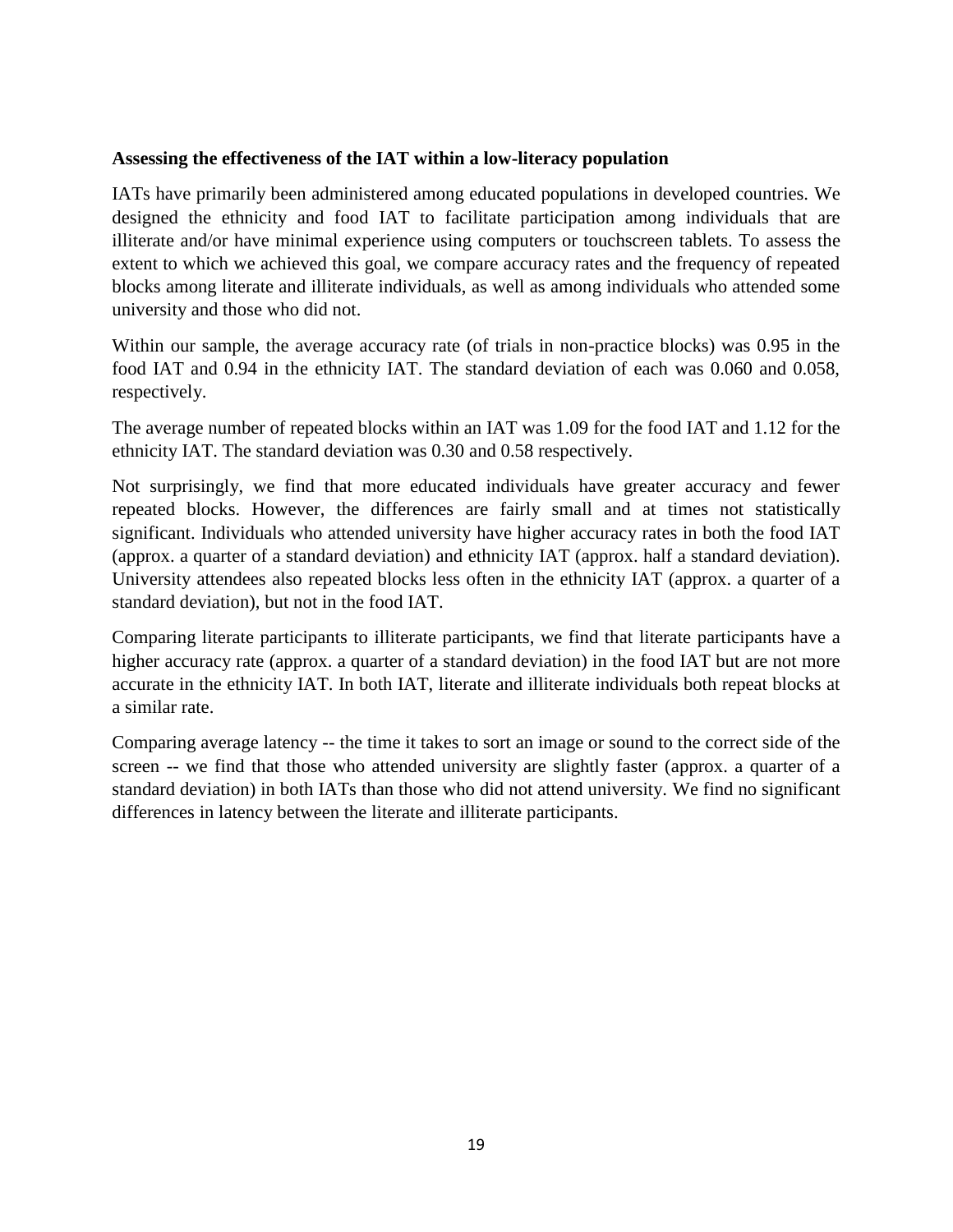**Assessing the effectiveness of the IAT within a low-literacy population**

IATs have primarily been administered among educated populations in developed countries. We designed the ethnicity and food IAT to facilitate participation among individuals that are illiterate and/or have minimal experience using computers or touchscreen tablets. To assess the extent to which we achieved this goal, we compare accuracy rates and the frequency of repeated blocks among literate and illiterate individuals, as well as among individuals who attended some university and those who did not.

Within our sample, the average accuracy rate (of trials in non-practice blocks) was 0.95 in the food IAT and 0.94 in the ethnicity IAT. The standard deviation of each was 0.060 and 0.058, respectively.

The average number of repeated blocks within an IAT was 1.09 for the food IAT and 1.12 for the ethnicity IAT. The standard deviation was 0.30 and 0.58 respectively.

Not surprisingly, we find that more educated individuals have greater accuracy and fewer repeated blocks. However, the differences are fairly small and at times not statistically significant. Individuals who attended university have higher accuracy rates in both the food IAT (approx. a quarter of a standard deviation) and ethnicity IAT (approx. half a standard deviation). University attendees also repeated blocks less often in the ethnicity IAT (approx. a quarter of a standard deviation), but not in the food IAT.

Comparing literate participants to illiterate participants, we find that literate participants have a higher accuracy rate (approx. a quarter of a standard deviation) in the food IAT but are not more accurate in the ethnicity IAT. In both IAT, literate and illiterate individuals both repeat blocks at a similar rate.

Comparing average latency -- the time it takes to sort an image or sound to the correct side of the screen -- we find that those who attended university are slightly faster (approx. a quarter of a standard deviation) in both IATs than those who did not attend university. We find no significant differences in latency between the literate and illiterate participants.